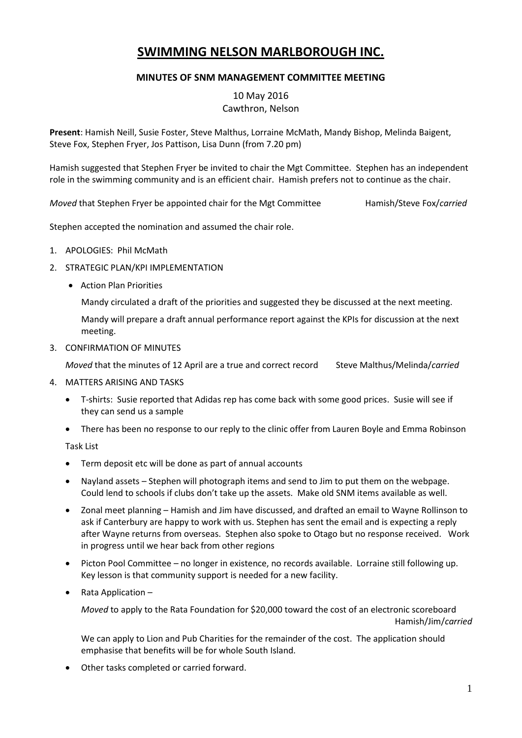# SWIMMING NELSON MARLBOROUGH INC.

### MINUTES OF SNM MANAGEMENT COMMITTEE MEETING

10 May 2016
Cawthron, Nelson

**Present**: Hamish Neill, Susie Foster, Steve Malthus, Lorraine McMath, Mandy Bishop, Melinda Baigent, Steve Fox, Stephen Fryer, Jos Pattison, Lisa Dunn (from 7.20 pm)

Hamish suggested that Stephen Fryer be invited to chair the Mgt Committee. Stephen has an independent role in the swimming community and is an efficient chair. Hamish prefers not to continue as the chair.

*Moved* that Stephen Fryer be appointed chair for the Mgt Committee — Hamish/Steve Fox/*carried*

Stephen accepted the nomination and assumed the chair role.

1. APOLOGIES: Phil McMath
2. STRATEGIC PLAN/KPI IMPLEMENTATION
   - Action Plan Priorities

     Mandy circulated a draft of the priorities and suggested they be discussed at the next meeting.

     Mandy will prepare a draft annual performance report against the KPIs for discussion at the next meeting.
3. CONFIRMATION OF MINUTES

   *Moved* that the minutes of 12 April are a true and correct record — Steve Malthus/Melinda/*carried*
4. MATTERS ARISING AND TASKS
   - T-shirts: Susie reported that Adidas rep has come back with some good prices. Susie will see if they can send us a sample
   - There has been no response to our reply to the clinic offer from Lauren Boyle and Emma Robinson

   Task List

   - Term deposit etc will be done as part of annual accounts
   - Nayland assets – Stephen will photograph items and send to Jim to put them on the webpage. Could lend to schools if clubs don't take up the assets. Make old SNM items available as well.
   - Zonal meet planning – Hamish and Jim have discussed, and drafted an email to Wayne Rollinson to ask if Canterbury are happy to work with us. Stephen has sent the email and is expecting a reply after Wayne returns from overseas. Stephen also spoke to Otago but no response received. Work in progress until we hear back from other regions
   - Picton Pool Committee – no longer in existence, no records available. Lorraine still following up. Key lesson is that community support is needed for a new facility.
   - Rata Application –

     *Moved* to apply to the Rata Foundation for $20,000 toward the cost of an electronic scoreboard — Hamish/Jim/*carried*

     We can apply to Lion and Pub Charities for the remainder of the cost. The application should emphasise that benefits will be for whole South Island.
   - Other tasks completed or carried forward.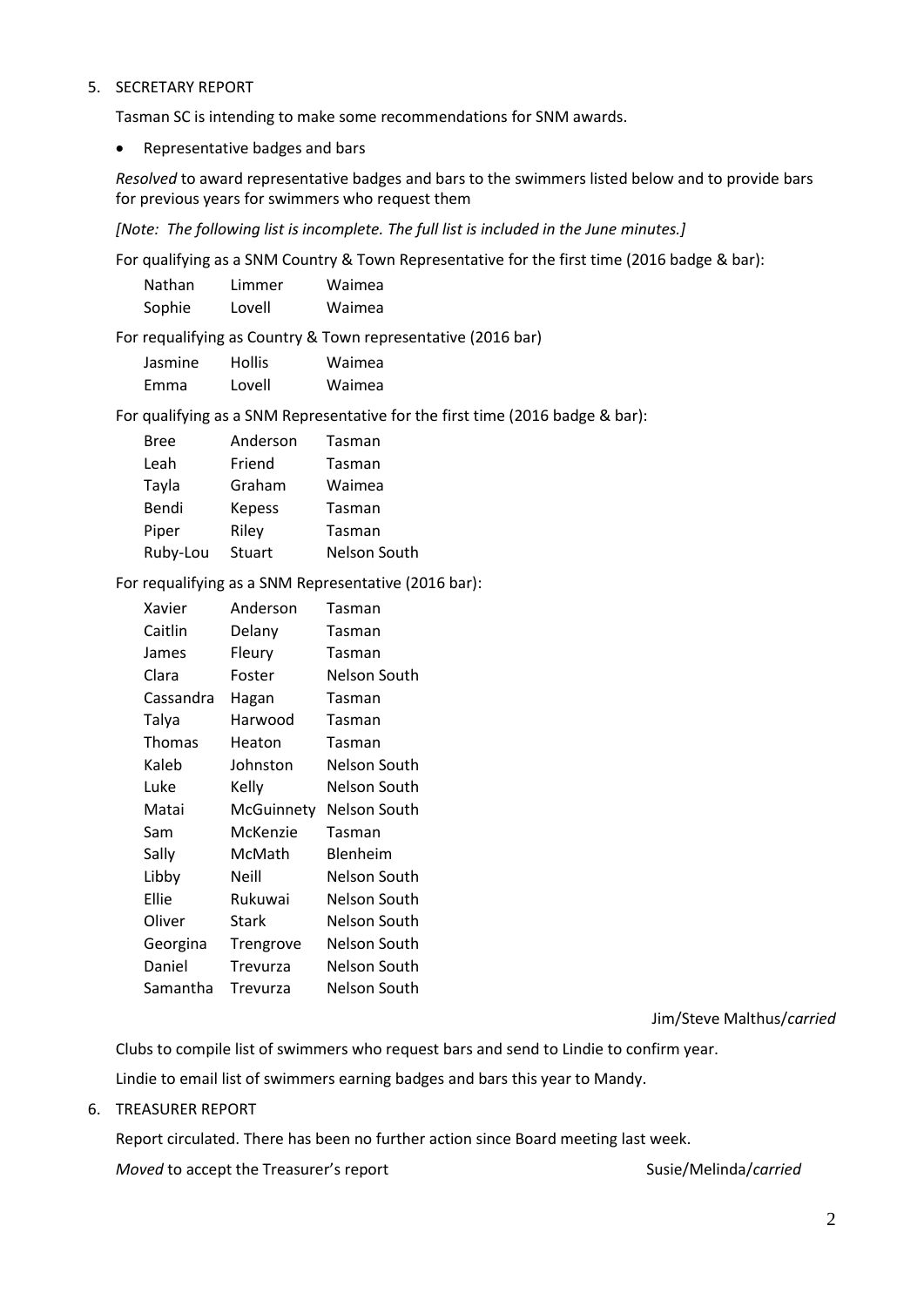5. SECRETARY REPORT

Tasman SC is intending to make some recommendations for SNM awards.

- Representative badges and bars

*Resolved* to award representative badges and bars to the swimmers listed below and to provide bars for previous years for swimmers who request them

*[Note: The following list is incomplete. The full list is included in the June minutes.]*

For qualifying as a SNM Country & Town Representative for the first time (2016 badge & bar):

| | | |
|---|---|---|
| Nathan | Limmer | Waimea |
| Sophie | Lovell | Waimea |

For requalifying as Country & Town representative (2016 bar)

| | | |
|---|---|---|
| Jasmine | Hollis | Waimea |
| Emma | Lovell | Waimea |

For qualifying as a SNM Representative for the first time (2016 badge & bar):

| | | |
|---|---|---|
| Bree | Anderson | Tasman |
| Leah | Friend | Tasman |
| Tayla | Graham | Waimea |
| Bendi | Kepess | Tasman |
| Piper | Riley | Tasman |
| Ruby-Lou | Stuart | Nelson South |

For requalifying as a SNM Representative (2016 bar):

| | | |
|---|---|---|
| Xavier | Anderson | Tasman |
| Caitlin | Delany | Tasman |
| James | Fleury | Tasman |
| Clara | Foster | Nelson South |
| Cassandra | Hagan | Tasman |
| Talya | Harwood | Tasman |
| Thomas | Heaton | Tasman |
| Kaleb | Johnston | Nelson South |
| Luke | Kelly | Nelson South |
| Matai | McGuinnety | Nelson South |
| Sam | McKenzie | Tasman |
| Sally | McMath | Blenheim |
| Libby | Neill | Nelson South |
| Ellie | Rukuwai | Nelson South |
| Oliver | Stark | Nelson South |
| Georgina | Trengrove | Nelson South |
| Daniel | Trevurza | Nelson South |
| Samantha | Trevurza | Nelson South |

Jim/Steve Malthus/*carried*

Clubs to compile list of swimmers who request bars and send to Lindie to confirm year.

Lindie to email list of swimmers earning badges and bars this year to Mandy.

6. TREASURER REPORT

Report circulated. There has been no further action since Board meeting last week.

*Moved* to accept the Treasurer's report Susie/Melinda/*carried*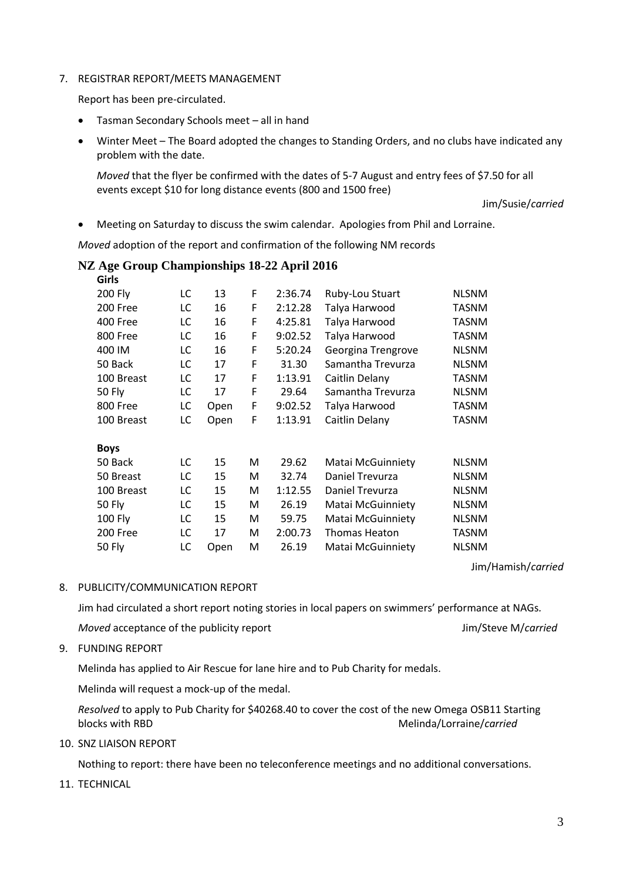7. REGISTRAR REPORT/MEETS MANAGEMENT

   Report has been pre-circulated.

   - Tasman Secondary Schools meet – all in hand
   - Winter Meet – The Board adopted the changes to Standing Orders, and no clubs have indicated any problem with the date.

   *Moved* that the flyer be confirmed with the dates of 5-7 August and entry fees of $7.50 for all events except $10 for long distance events (800 and 1500 free)

   Jim/Susie/*carried*

   - Meeting on Saturday to discuss the swim calendar. Apologies from Phil and Lorraine.

   *Moved* adoption of the report and confirmation of the following NM records

**NZ Age Group Championships 18-22 April 2016**

| **Girls** | | | | | | |
|---|---|---|---|---|---|---|
| 200 Fly | LC | 13 | F | 2:36.74 | Ruby-Lou Stuart | NLSNM |
| 200 Free | LC | 16 | F | 2:12.28 | Talya Harwood | TASNM |
| 400 Free | LC | 16 | F | 4:25.81 | Talya Harwood | TASNM |
| 800 Free | LC | 16 | F | 9:02.52 | Talya Harwood | TASNM |
| 400 IM | LC | 16 | F | 5:20.24 | Georgina Trengrove | NLSNM |
| 50 Back | LC | 17 | F | 31.30 | Samantha Trevurza | NLSNM |
| 100 Breast | LC | 17 | F | 1:13.91 | Caitlin Delany | TASNM |
| 50 Fly | LC | 17 | F | 29.64 | Samantha Trevurza | NLSNM |
| 800 Free | LC | Open | F | 9:02.52 | Talya Harwood | TASNM |
| 100 Breast | LC | Open | F | 1:13.91 | Caitlin Delany | TASNM |
| | | | | | | |
| **Boys** | | | | | | |
| 50 Back | LC | 15 | M | 29.62 | Matai McGuinniety | NLSNM |
| 50 Breast | LC | 15 | M | 32.74 | Daniel Trevurza | NLSNM |
| 100 Breast | LC | 15 | M | 1:12.55 | Daniel Trevurza | NLSNM |
| 50 Fly | LC | 15 | M | 26.19 | Matai McGuinniety | NLSNM |
| 100 Fly | LC | 15 | M | 59.75 | Matai McGuinniety | NLSNM |
| 200 Free | LC | 17 | M | 2:00.73 | Thomas Heaton | TASNM |
| 50 Fly | LC | Open | M | 26.19 | Matai McGuinniety | NLSNM |

Jim/Hamish/*carried*

8. PUBLICITY/COMMUNICATION REPORT

   Jim had circulated a short report noting stories in local papers on swimmers' performance at NAGs.

   *Moved* acceptance of the publicity report — Jim/Steve M/*carried*

9. FUNDING REPORT

   Melinda has applied to Air Rescue for lane hire and to Pub Charity for medals.

   Melinda will request a mock-up of the medal.

   *Resolved* to apply to Pub Charity for $40268.40 to cover the cost of the new Omega OSB11 Starting blocks with RBD — Melinda/Lorraine/*carried*

10. SNZ LIAISON REPORT

    Nothing to report: there have been no teleconference meetings and no additional conversations.

11. TECHNICAL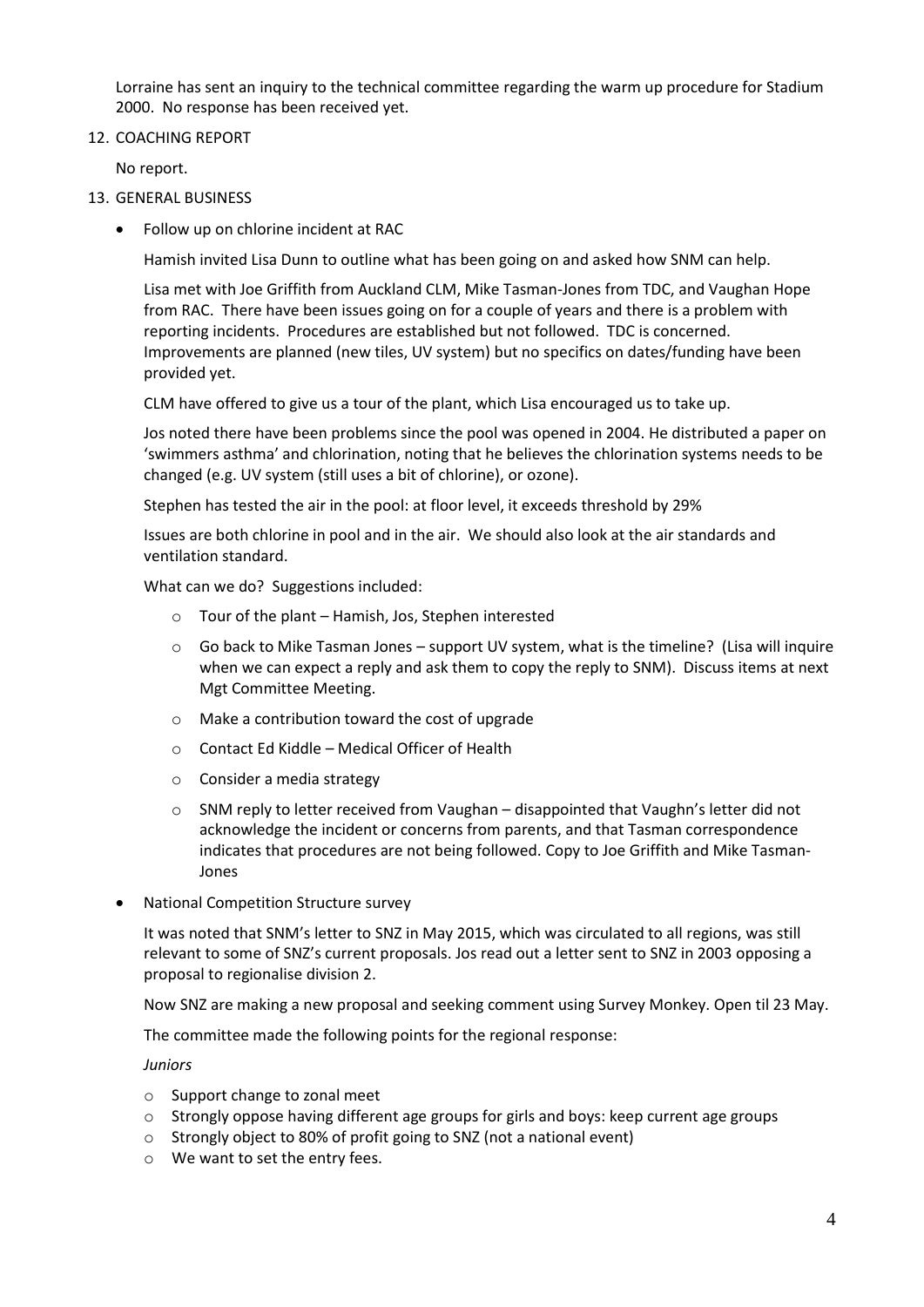Lorraine has sent an inquiry to the technical committee regarding the warm up procedure for Stadium 2000. No response has been received yet.

12. COACHING REPORT

    No report.

13. GENERAL BUSINESS

- Follow up on chlorine incident at RAC

  Hamish invited Lisa Dunn to outline what has been going on and asked how SNM can help.

  Lisa met with Joe Griffith from Auckland CLM, Mike Tasman-Jones from TDC, and Vaughan Hope from RAC. There have been issues going on for a couple of years and there is a problem with reporting incidents. Procedures are established but not followed. TDC is concerned. Improvements are planned (new tiles, UV system) but no specifics on dates/funding have been provided yet.

  CLM have offered to give us a tour of the plant, which Lisa encouraged us to take up.

  Jos noted there have been problems since the pool was opened in 2004. He distributed a paper on 'swimmers asthma' and chlorination, noting that he believes the chlorination systems needs to be changed (e.g. UV system (still uses a bit of chlorine), or ozone).

  Stephen has tested the air in the pool: at floor level, it exceeds threshold by 29%

  Issues are both chlorine in pool and in the air. We should also look at the air standards and ventilation standard.

  What can we do? Suggestions included:

  - Tour of the plant – Hamish, Jos, Stephen interested
  - Go back to Mike Tasman Jones – support UV system, what is the timeline? (Lisa will inquire when we can expect a reply and ask them to copy the reply to SNM). Discuss items at next Mgt Committee Meeting.
  - Make a contribution toward the cost of upgrade
  - Contact Ed Kiddle – Medical Officer of Health
  - Consider a media strategy
  - SNM reply to letter received from Vaughan – disappointed that Vaughn's letter did not acknowledge the incident or concerns from parents, and that Tasman correspondence indicates that procedures are not being followed. Copy to Joe Griffith and Mike Tasman-Jones

- National Competition Structure survey

  It was noted that SNM's letter to SNZ in May 2015, which was circulated to all regions, was still relevant to some of SNZ's current proposals. Jos read out a letter sent to SNZ in 2003 opposing a proposal to regionalise division 2.

  Now SNZ are making a new proposal and seeking comment using Survey Monkey. Open til 23 May.

  The committee made the following points for the regional response:

  *Juniors*

  - Support change to zonal meet
  - Strongly oppose having different age groups for girls and boys: keep current age groups
  - Strongly object to 80% of profit going to SNZ (not a national event)
  - We want to set the entry fees.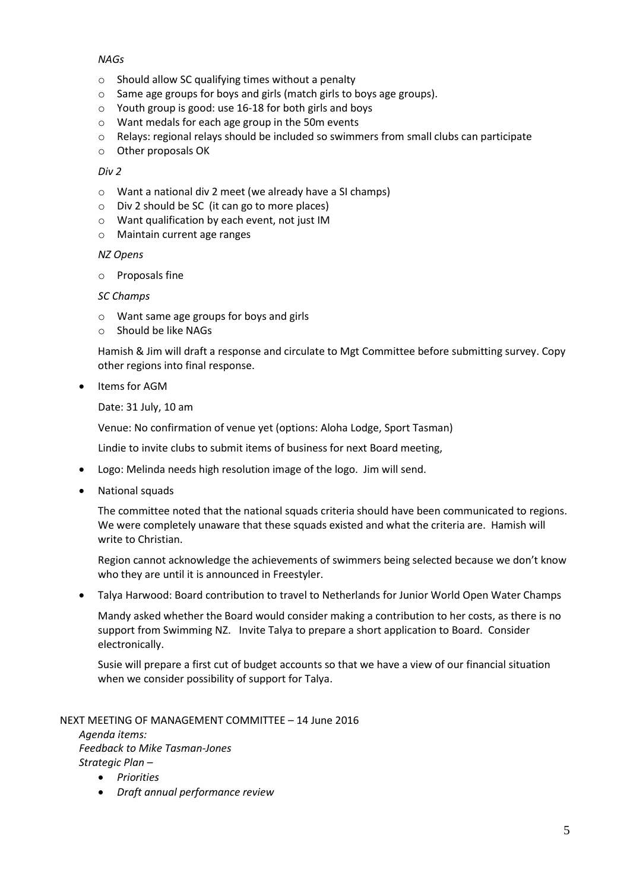*NAGs*

- Should allow SC qualifying times without a penalty
- Same age groups for boys and girls (match girls to boys age groups).
- Youth group is good: use 16-18 for both girls and boys
- Want medals for each age group in the 50m events
- Relays: regional relays should be included so swimmers from small clubs can participate
- Other proposals OK

*Div 2*

- Want a national div 2 meet (we already have a SI champs)
- Div 2 should be SC (it can go to more places)
- Want qualification by each event, not just IM
- Maintain current age ranges

*NZ Opens*

- Proposals fine

*SC Champs*

- Want same age groups for boys and girls
- Should be like NAGs

Hamish & Jim will draft a response and circulate to Mgt Committee before submitting survey. Copy other regions into final response.

- Items for AGM

  Date: 31 July, 10 am

  Venue: No confirmation of venue yet (options: Aloha Lodge, Sport Tasman)

  Lindie to invite clubs to submit items of business for next Board meeting,

- Logo: Melinda needs high resolution image of the logo. Jim will send.

- National squads

  The committee noted that the national squads criteria should have been communicated to regions. We were completely unaware that these squads existed and what the criteria are. Hamish will write to Christian.

  Region cannot acknowledge the achievements of swimmers being selected because we don't know who they are until it is announced in Freestyler.

- Talya Harwood: Board contribution to travel to Netherlands for Junior World Open Water Champs

  Mandy asked whether the Board would consider making a contribution to her costs, as there is no support from Swimming NZ. Invite Talya to prepare a short application to Board. Consider electronically.

  Susie will prepare a first cut of budget accounts so that we have a view of our financial situation when we consider possibility of support for Talya.

NEXT MEETING OF MANAGEMENT COMMITTEE – 14 June 2016

*Agenda items:*
*Feedback to Mike Tasman-Jones*
*Strategic Plan –*

- *Priorities*
- *Draft annual performance review*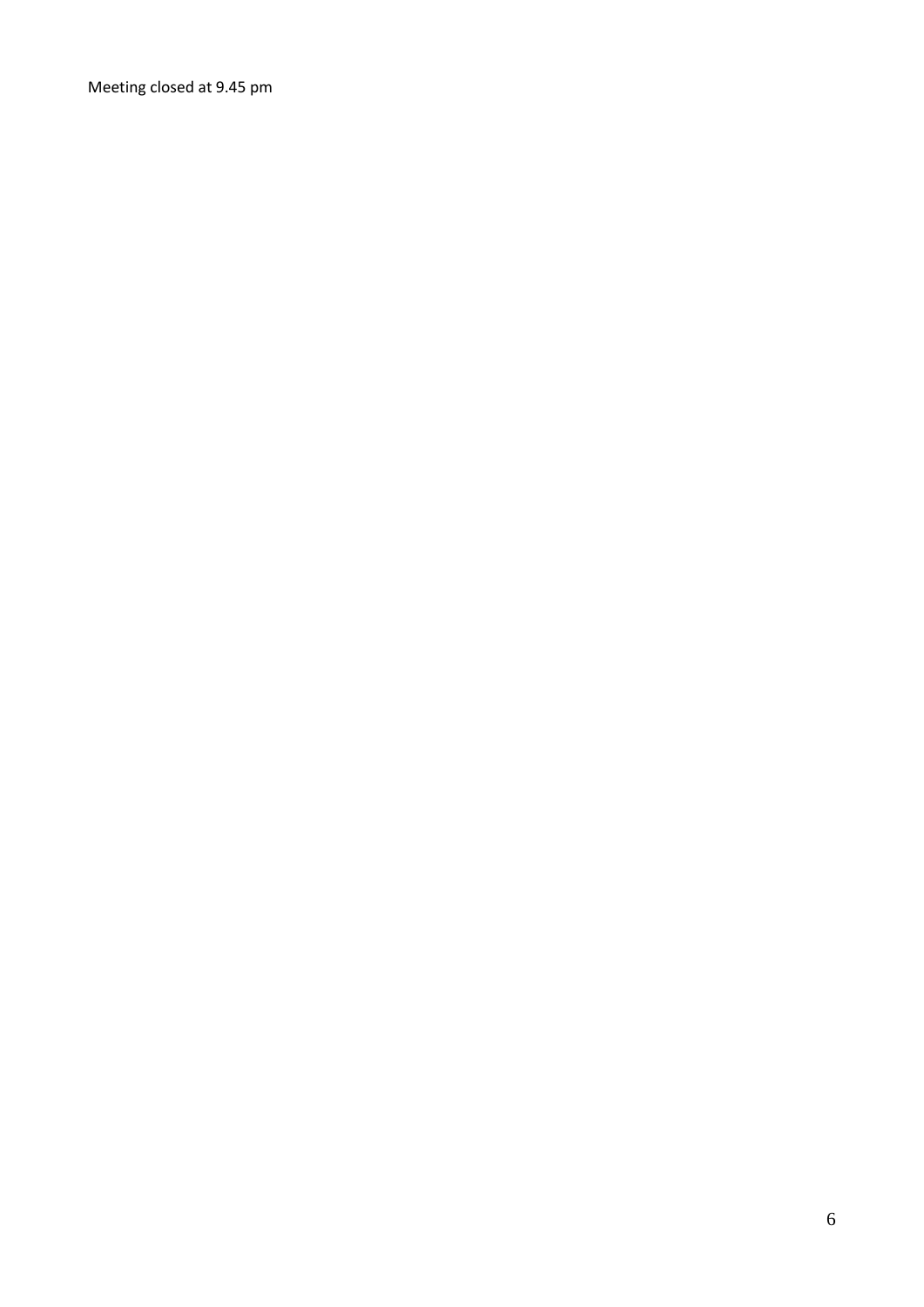Meeting closed at 9.45 pm